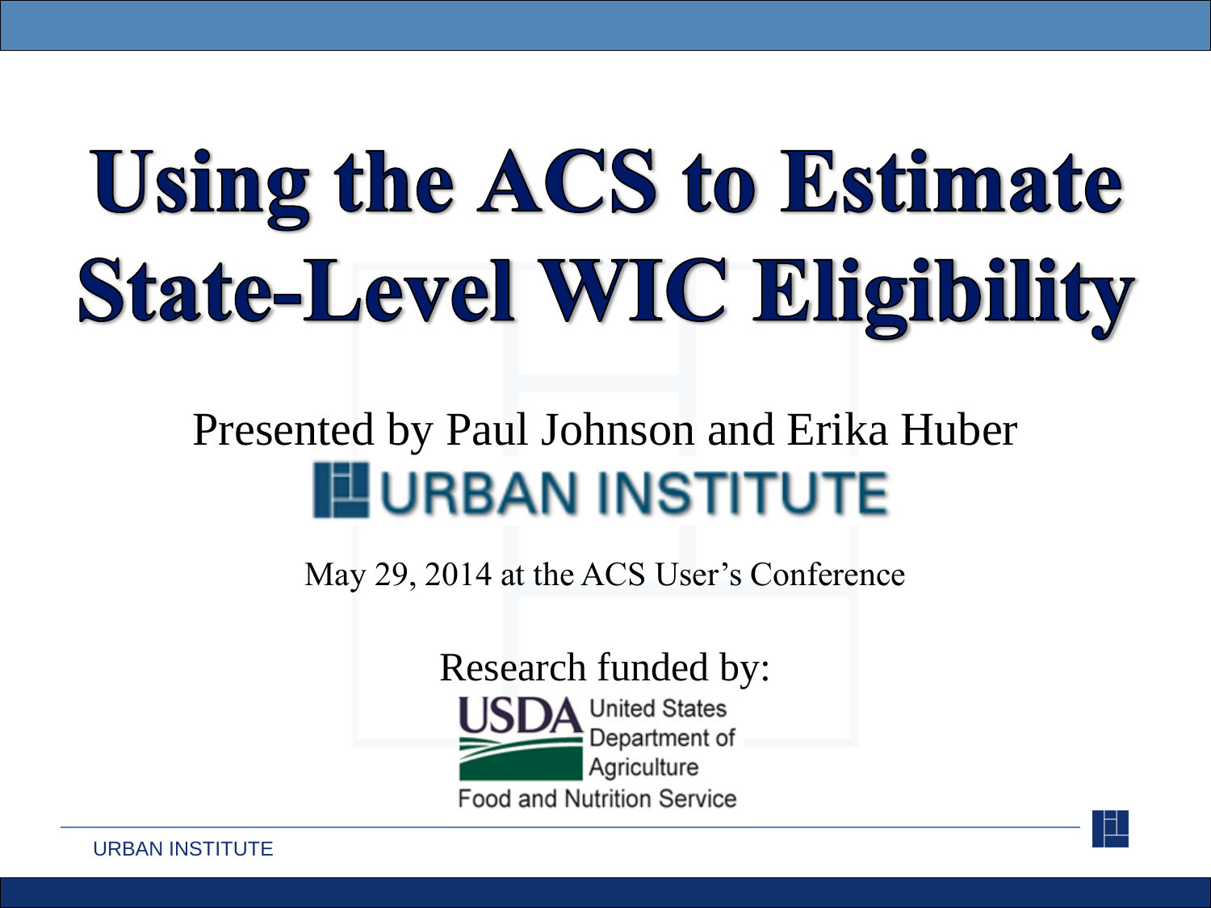# Using the ACS to Estimate State-Level WIC Eligibility

Presented by Paul Johnson and Erika Huber

URBAN INSTITUTE

May 29, 2014 at the ACS User's Conference

Research funded by:

USDA United States Department of Agriculture

Food and Nutrition Service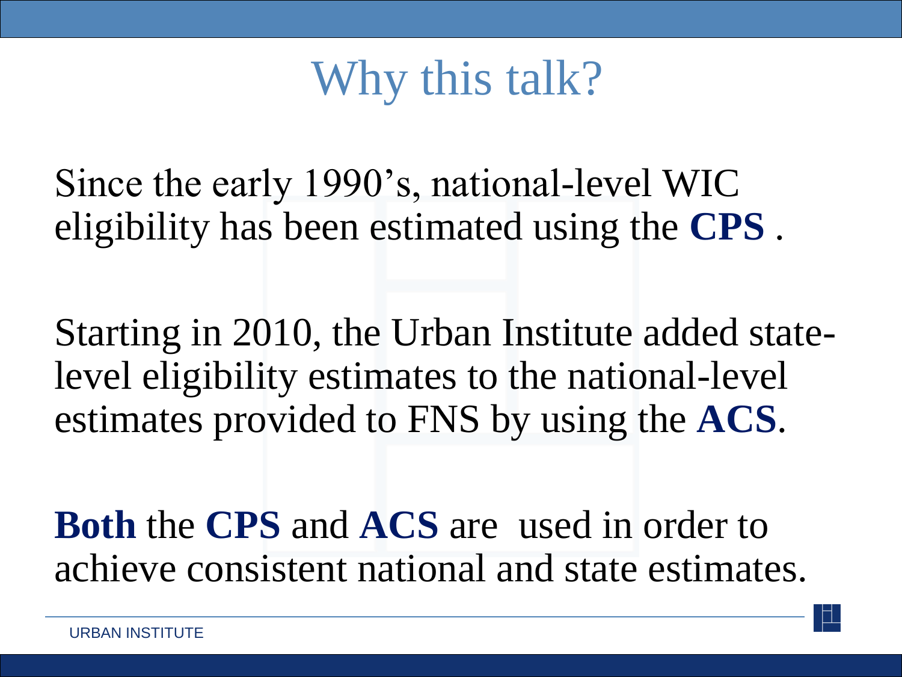# Why this talk?

Since the early 1990's, national-level WIC eligibility has been estimated using the **CPS** .

Starting in 2010, the Urban Institute added state-level eligibility estimates to the national-level estimates provided to FNS by using the **ACS**.

**Both** the **CPS** and **ACS** are used in order to achieve consistent national and state estimates.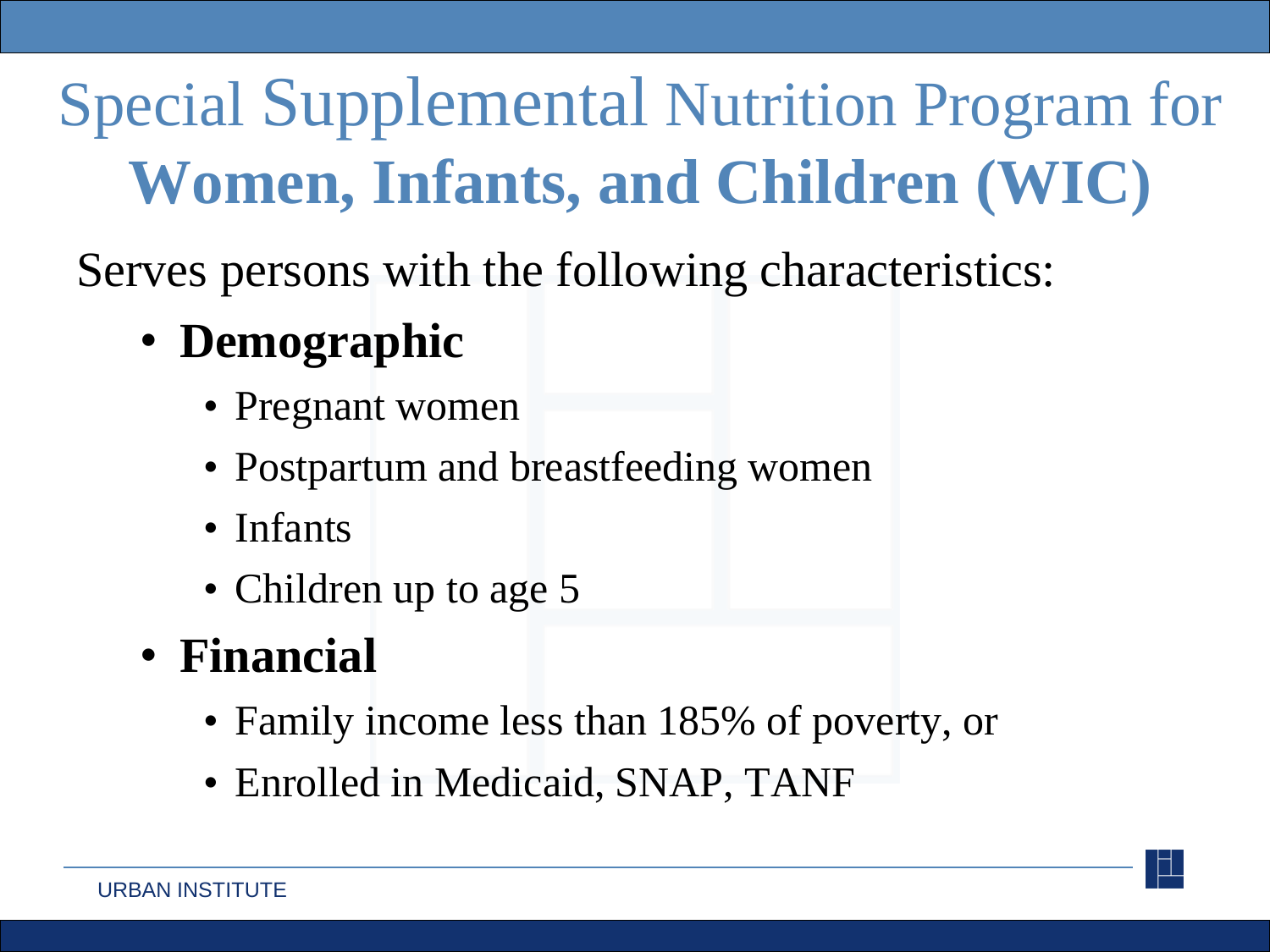# Special Supplemental Nutrition Program for **Women, Infants, and Children (WIC)**

Serves persons with the following characteristics:

- **Demographic**
  - Pregnant women
  - Postpartum and breastfeeding women
  - Infants
  - Children up to age 5
- **Financial**
  - Family income less than 185% of poverty, or
  - Enrolled in Medicaid, SNAP, TANF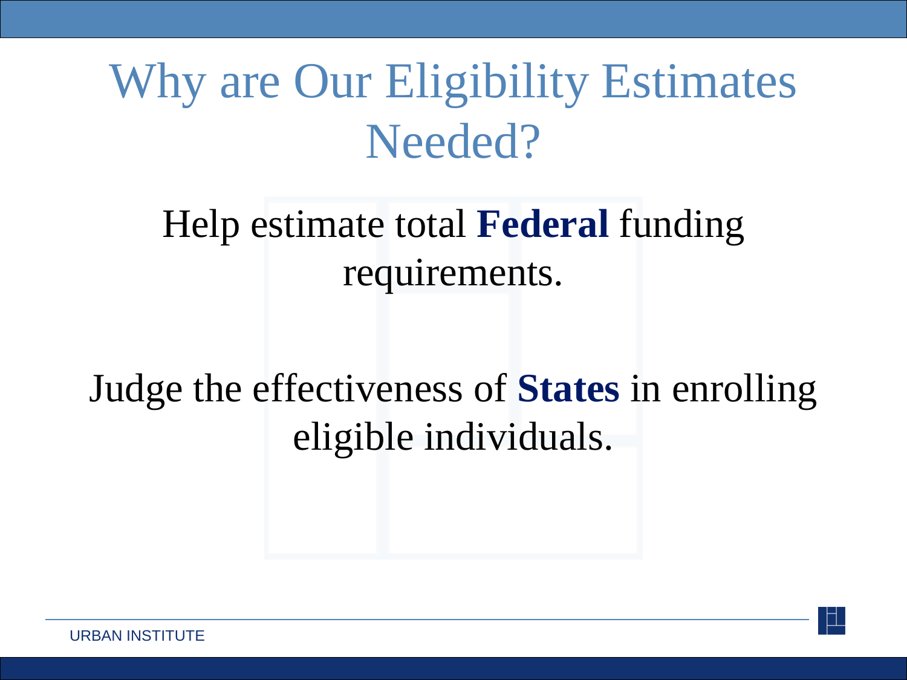# Why are Our Eligibility Estimates Needed?

Help estimate total **Federal** funding requirements.

Judge the effectiveness of **States** in enrolling eligible individuals.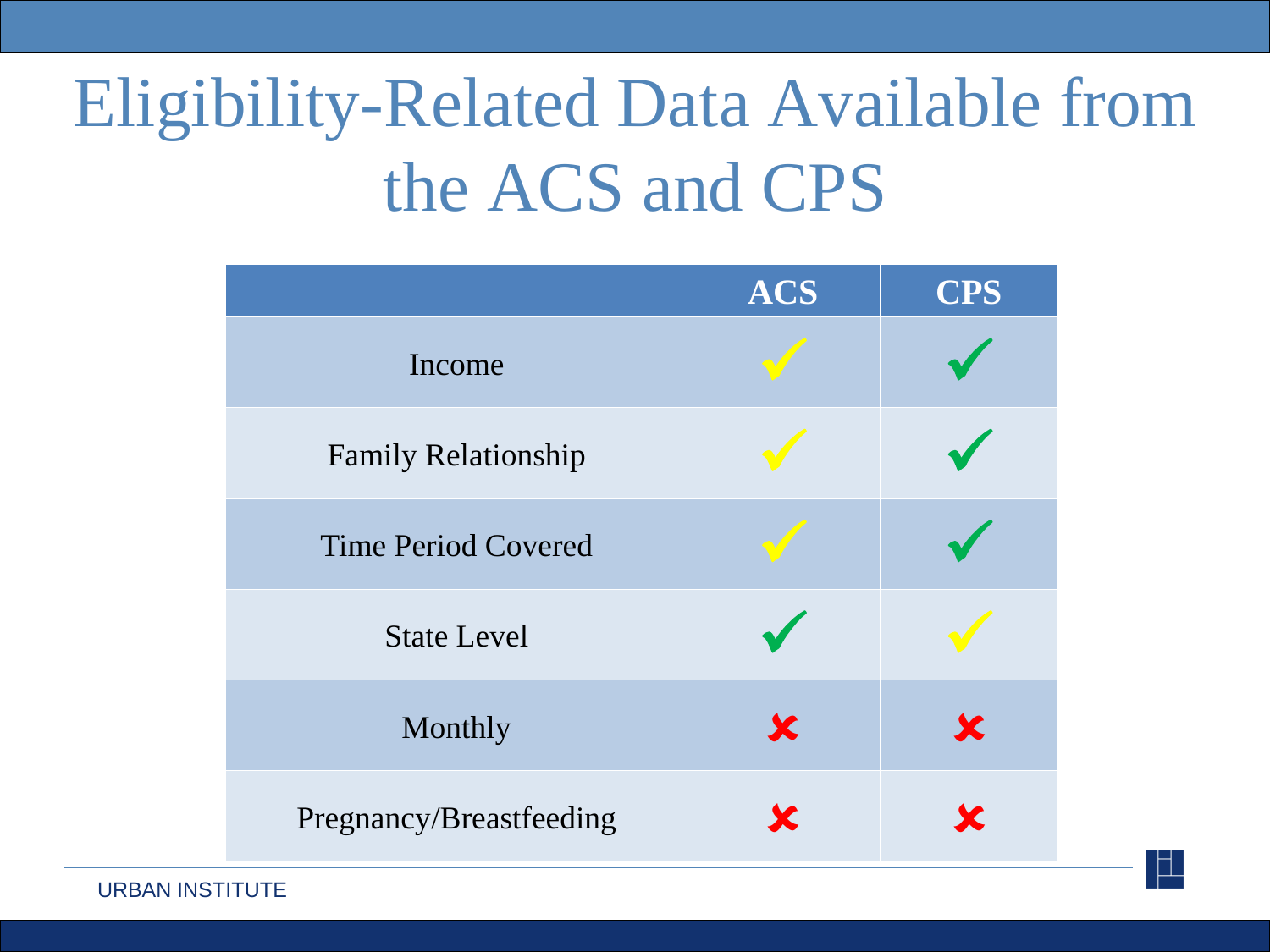# Eligibility-Related Data Available from the ACS and CPS

| | ACS | CPS |
|---|---|---|
| Income | ✓ (yellow) | ✓ (green) |
| Family Relationship | ✓ (yellow) | ✓ (green) |
| Time Period Covered | ✓ (yellow) | ✓ (green) |
| State Level | ✓ (green) | ✓ (yellow) |
| Monthly | ✗ | ✗ |
| Pregnancy/Breastfeeding | ✗ | ✗ |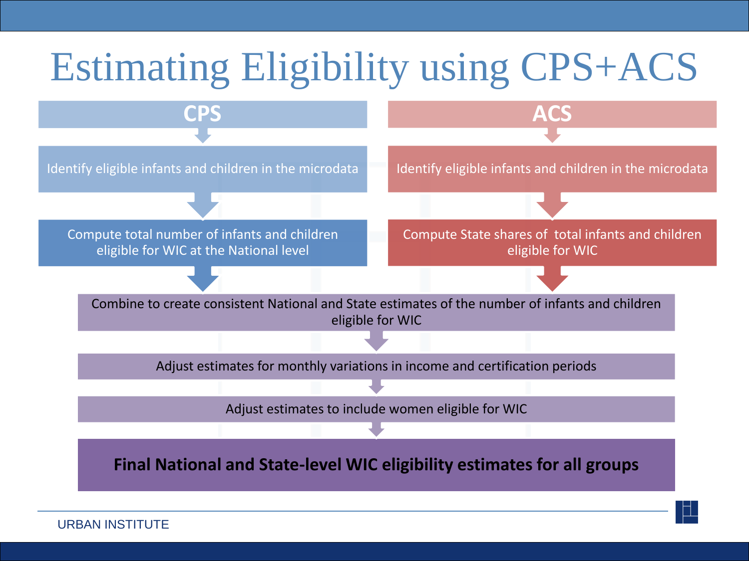# Estimating Eligibility using CPS+ACS

**CPS**

- Identify eligible infants and children in the microdata
- Compute total number of infants and children eligible for WIC at the National level

**ACS**

- Identify eligible infants and children in the microdata
- Compute State shares of total infants and children eligible for WIC

Combine to create consistent National and State estimates of the number of infants and children eligible for WIC

Adjust estimates for monthly variations in income and certification periods

Adjust estimates to include women eligible for WIC

**Final National and State-level WIC eligibility estimates for all groups**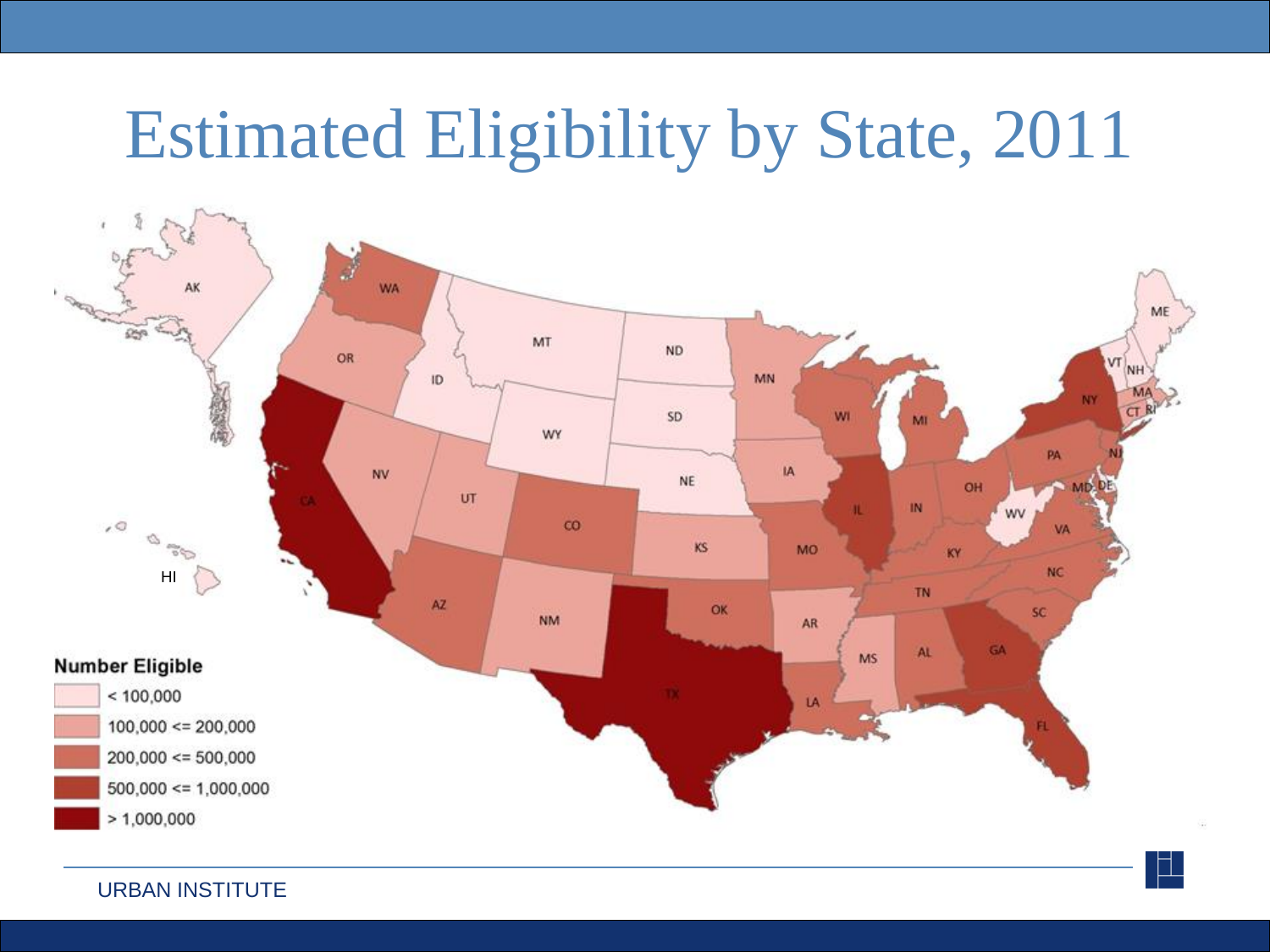# Estimated Eligibility by State, 2011

**Number Eligible**

- < 100,000
- 100,000 <= 200,000
- 200,000 <= 500,000
- 500,000 <= 1,000,000
- > 1,000,000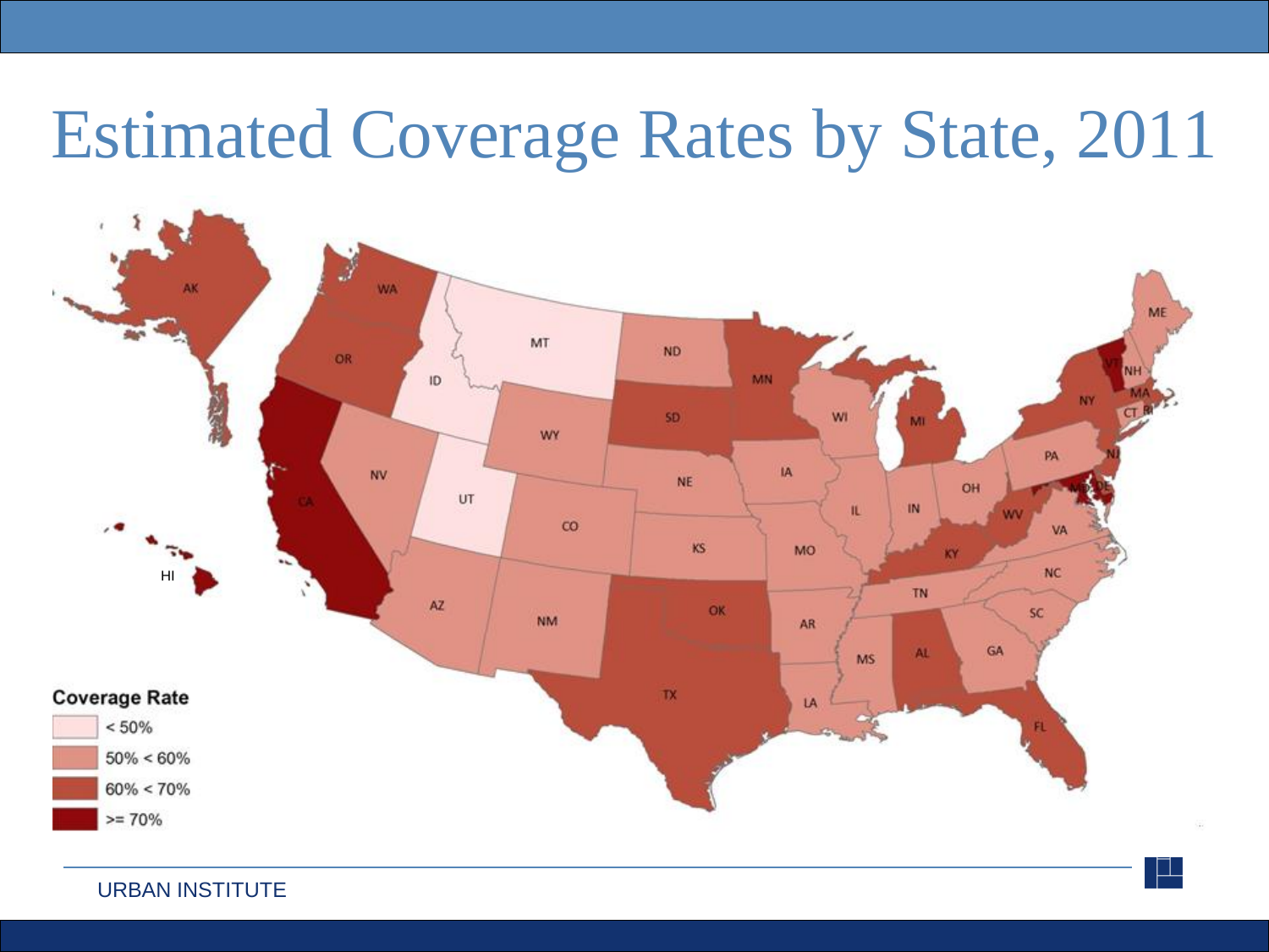# Estimated Coverage Rates by State, 2011

**Coverage Rate**

- < 50%
- 50% < 60%
- 60% < 70%
- >= 70%

URBAN INSTITUTE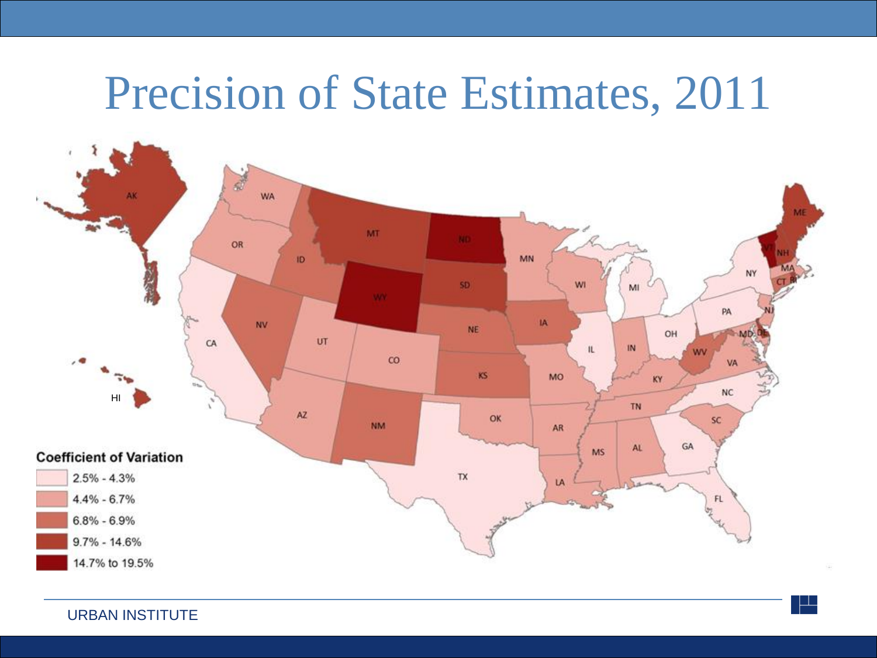# Precision of State Estimates, 2011

**Coefficient of Variation**

- 2.5% - 4.3%
- 4.4% - 6.7%
- 6.8% - 6.9%
- 9.7% - 14.6%
- 14.7% to 19.5%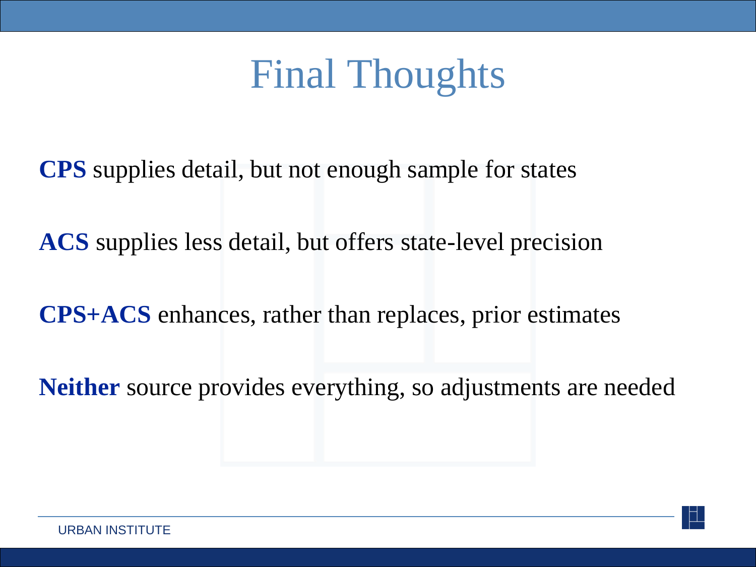# Final Thoughts

**CPS** supplies detail, but not enough sample for states

**ACS** supplies less detail, but offers state-level precision

**CPS+ACS** enhances, rather than replaces, prior estimates

**Neither** source provides everything, so adjustments are needed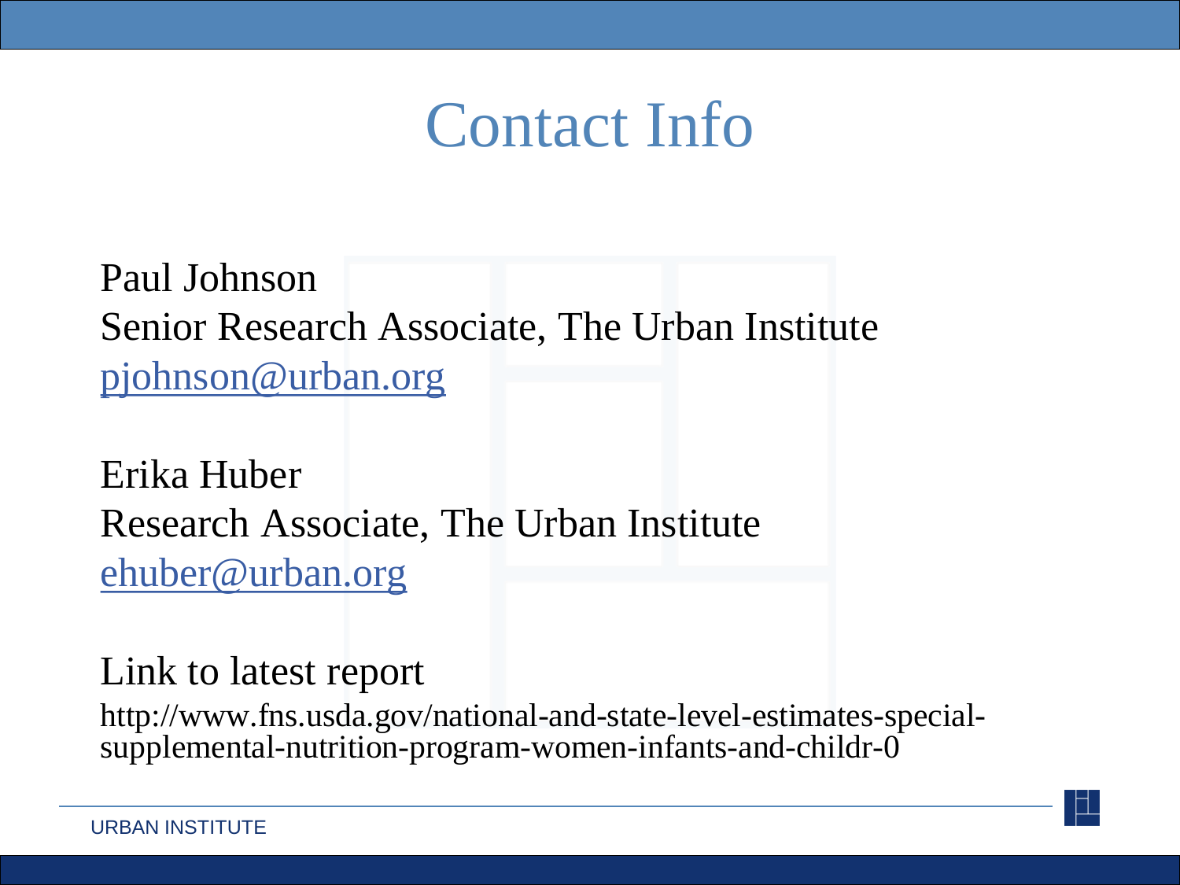# Contact Info

Paul Johnson
Senior Research Associate, The Urban Institute
pjohnson@urban.org

Erika Huber
Research Associate, The Urban Institute
ehuber@urban.org

Link to latest report
http://www.fns.usda.gov/national-and-state-level-estimates-special-supplemental-nutrition-program-women-infants-and-childr-0